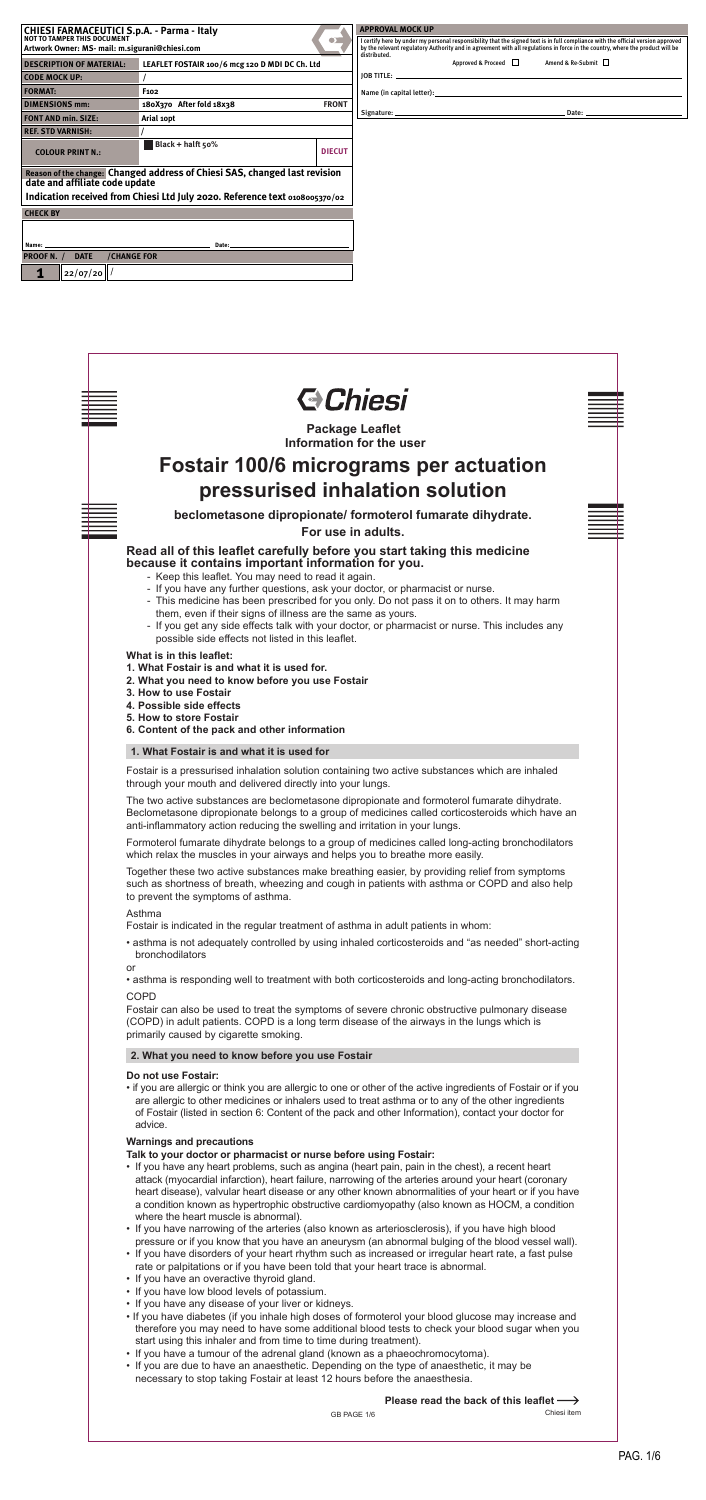| CHIESI FARMACEUTICI S.p.A. - Parma - Italy | | |
|---|---|---|
| NOT TO TAMPER THIS DOCUMENT | | |
| Artwork Owner: MS- mail: m.sigurani@chiesi.com | | |
| DESCRIPTION OF MATERIAL: | LEAFLET FOSTAIR 100/6 mcg 120 D MDI DC Ch. Ltd | |
| CODE MOCK UP: | / | |
| FORMAT: | F102 | |
| DIMENSIONS mm: | 180X370 After fold 18x38 | FRONT |
| FONT AND min. SIZE: | Arial 10pt | |
| REF. STD VARNISH: | / | |
| COLOUR PRINT N.: | Black + halft 50% | DIECUT |

**Reason of the change:** Changed address of Chiesi SAS, changed last revision date and affiliate code update

**Indication received from Chiesi Ltd July 2020. Reference text 0108005370/02**

**CHECK BY**

Name: ____________ Date: ____________

| PROOF N. / | DATE | /CHANGE FOR |
|---|---|---|
| 1 | 22/07/20 | / |

**APPROVAL MOCK UP**

I certify here by under my personal responsibility that the signed text is in full compliance with the official version approved by the relevant regulatory Authority and in agreement with all regulations in force in the country, where the product will be distributed.

Approved & Proceed ☐ Amend & Re-Submit ☐

JOB TITLE: ____________

Name (in capital letter): ____________

Signature: ____________ Date: ____________

Chiesi

**Package Leaflet**
**Information for the user**

# Fostair 100/6 micrograms per actuation pressurised inhalation solution

**beclometasone dipropionate/ formoterol fumarate dihydrate.**

**For use in adults.**

**Read all of this leaflet carefully before you start taking this medicine because it contains important information for you.**

- Keep this leaflet. You may need to read it again.
- If you have any further questions, ask your doctor, or pharmacist or nurse.
- This medicine has been prescribed for you only. Do not pass it on to others. It may harm them, even if their signs of illness are the same as yours.
- If you get any side effects talk with your doctor, or pharmacist or nurse. This includes any possible side effects not listed in this leaflet.

**What is in this leaflet:**

1. **What Fostair is and what it is used for.**
2. **What you need to know before you use Fostair**
3. **How to use Fostair**
4. **Possible side effects**
5. **How to store Fostair**
6. **Content of the pack and other information**

## 1. What Fostair is and what it is used for

Fostair is a pressurised inhalation solution containing two active substances which are inhaled through your mouth and delivered directly into your lungs.

The two active substances are beclometasone dipropionate and formoterol fumarate dihydrate. Beclometasone dipropionate belongs to a group of medicines called corticosteroids which have an anti-inflammatory action reducing the swelling and irritation in your lungs.

Formoterol fumarate dihydrate belongs to a group of medicines called long-acting bronchodilators which relax the muscles in your airways and helps you to breathe more easily.

Together these two active substances make breathing easier, by providing relief from symptoms such as shortness of breath, wheezing and cough in patients with asthma or COPD and also help to prevent the symptoms of asthma.

Asthma

Fostair is indicated in the regular treatment of asthma in adult patients in whom:

- asthma is not adequately controlled by using inhaled corticosteroids and "as needed" short-acting bronchodilators

or

- asthma is responding well to treatment with both corticosteroids and long-acting bronchodilators.

COPD

Fostair can also be used to treat the symptoms of severe chronic obstructive pulmonary disease (COPD) in adult patients. COPD is a long term disease of the airways in the lungs which is primarily caused by cigarette smoking.

## 2. What you need to know before you use Fostair

**Do not use Fostair:**

- if you are allergic or think you are allergic to one or other of the active ingredients of Fostair or if you are allergic to other medicines or inhalers used to treat asthma or to any of the other ingredients of Fostair (listed in section 6: Content of the pack and other Information), contact your doctor for advice.

**Warnings and precautions**

**Talk to your doctor or pharmacist or nurse before using Fostair:**

- If you have any heart problems, such as angina (heart pain, pain in the chest), a recent heart attack (myocardial infarction), heart failure, narrowing of the arteries around your heart (coronary heart disease), valvular heart disease or any other known abnormalities of your heart or if you have a condition known as hypertrophic obstructive cardiomyopathy (also known as HOCM, a condition where the heart muscle is abnormal).
- If you have narrowing of the arteries (also known as arteriosclerosis), if you have high blood pressure or if you know that you have an aneurysm (an abnormal bulging of the blood vessel wall).
- If you have disorders of your heart rhythm such as increased or irregular heart rate, a fast pulse rate or palpitations or if you have been told that your heart trace is abnormal.
- If you have an overactive thyroid gland.
- If you have low blood levels of potassium.
- If you have any disease of your liver or kidneys.
- If you have diabetes (if you inhale high doses of formoterol your blood glucose may increase and therefore you may need to have some additional blood tests to check your blood sugar when you start using this inhaler and from time to time during treatment).
- If you have a tumour of the adrenal gland (known as a phaeochromocytoma).
- If you are due to have an anaesthetic. Depending on the type of anaesthetic, it may be necessary to stop taking Fostair at least 12 hours before the anaesthesia.

**Please read the back of this leaflet ⟶**

GB PAGE 1/6

Chiesi item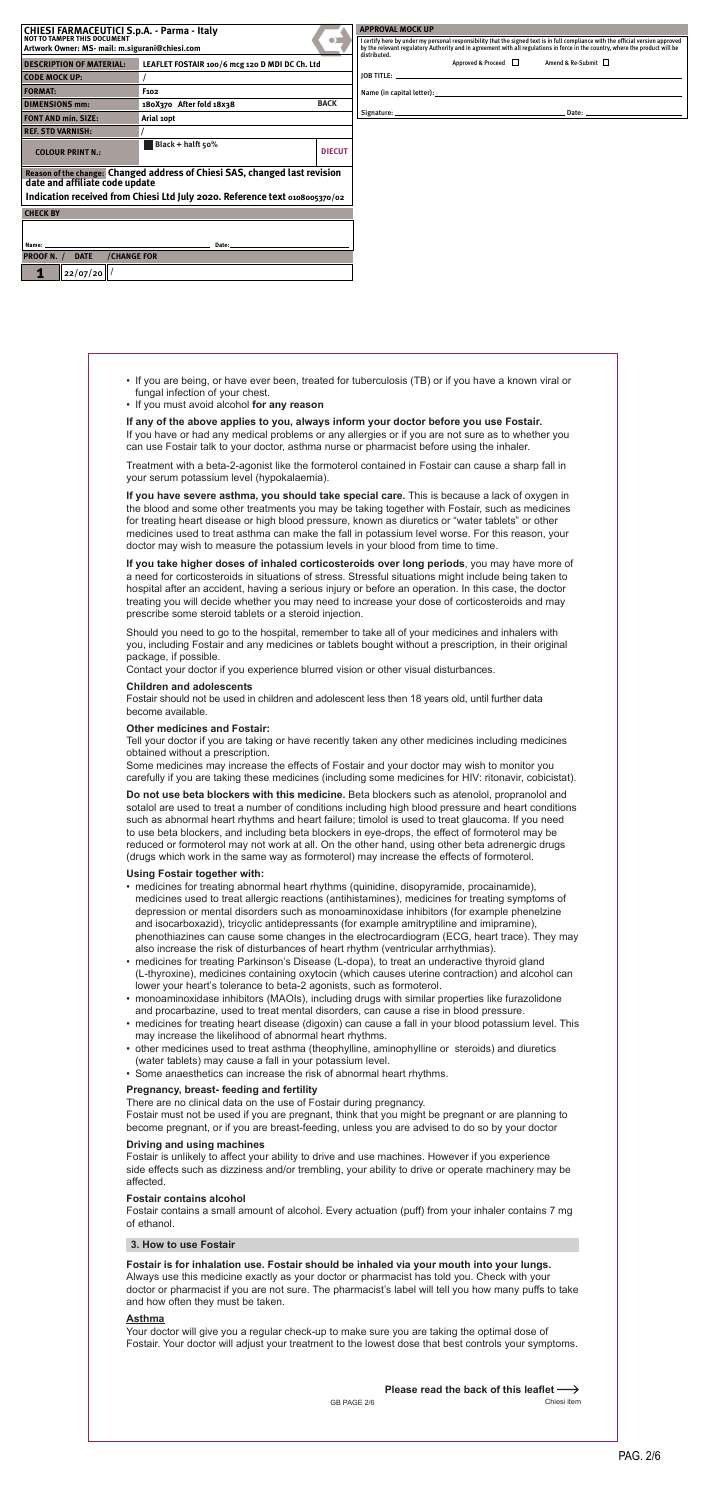| CHIESI FARMACEUTICI S.p.A. - Parma - Italy NOT TO TAMPER THIS DOCUMENT Artwork Owner: MS- mail: m.siguranì@chiesi.com | | |
|---|---|---|
| DESCRIPTION OF MATERIAL: | LEAFLET FOSTAIR 100/6 mcg 120 D MDI DC Ch. Ltd | |
| CODE MOCK UP: | / | |
| FORMAT: | F102 | |
| DIMENSIONS mm: | 180X370 After fold 18x38 | BACK |
| FONT AND min. SIZE: | Arial 10pt | |
| REF. STD VARNISH: | / | |
| COLOUR PRINT N.: | Black + halft 50% | DIECUT |

Reason of the change: Changed address of Chiesi SAS, changed last revision date and affiliate code update

Indication received from Chiesi Ltd July 2020. Reference text 0108005370/02

CHECK BY

Name: Date:

| PROOF N. / | DATE | /CHANGE FOR |
|---|---|---|
| 1 | 22/07/20 | / |

**APPROVAL MOCK UP**

I certify here by under my personal responsibility that the signed text is in full compliance with the official version approved by the relevant regulatory Authority and in agreement with all regulations in force in the country, where the product will be distributed.

Approved & Proceed ☐ Amend & Re-Submit ☐

JOB TITLE:

Name (in capital letter):

Signature: Date:

- If you are being, or have ever been, treated for tuberculosis (TB) or if you have a known viral or fungal infection of your chest.
- If you must avoid alcohol **for any reason**

**If any of the above applies to you, always inform your doctor before you use Fostair.**
If you have or had any medical problems or any allergies or if you are not sure as to whether you can use Fostair talk to your doctor, asthma nurse or pharmacist before using the inhaler.

Treatment with a beta-2-agonist like the formoterol contained in Fostair can cause a sharp fall in your serum potassium level (hypokalaemia).

**If you have severe asthma, you should take special care.** This is because a lack of oxygen in the blood and some other treatments you may be taking together with Fostair, such as medicines for treating heart disease or high blood pressure, known as diuretics or "water tablets" or other medicines used to treat asthma can make the fall in potassium level worse. For this reason, your doctor may wish to measure the potassium levels in your blood from time to time.

**If you take higher doses of inhaled corticosteroids over long periods**, you may have more of a need for corticosteroids in situations of stress. Stressful situations might include being taken to hospital after an accident, having a serious injury or before an operation. In this case, the doctor treating you will decide whether you may need to increase your dose of corticosteroids and may prescribe some steroid tablets or a steroid injection.

Should you need to go to the hospital, remember to take all of your medicines and inhalers with you, including Fostair and any medicines or tablets bought without a prescription, in their original package, if possible.
Contact your doctor if you experience blurred vision or other visual disturbances.

**Children and adolescents**
Fostair should not be used in children and adolescent less then 18 years old, until further data become available.

**Other medicines and Fostair:**
Tell your doctor if you are taking or have recently taken any other medicines including medicines obtained without a prescription.
Some medicines may increase the effects of Fostair and your doctor may wish to monitor you carefully if you are taking these medicines (including some medicines for HIV: ritonavir, cobicistat).

**Do not use beta blockers with this medicine.** Beta blockers such as atenolol, propranolol and sotalol are used to treat a number of conditions including high blood pressure and heart conditions such as abnormal heart rhythms and heart failure; timolol is used to treat glaucoma. If you need to use beta blockers, and including beta blockers in eye-drops, the effect of formoterol may be reduced or formoterol may not work at all. On the other hand, using other beta adrenergic drugs (drugs which work in the same way as formoterol) may increase the effects of formoterol.

**Using Fostair together with:**
- medicines for treating abnormal heart rhythms (quinidine, disopyramide, procainamide), medicines used to treat allergic reactions (antihistamines), medicines for treating symptoms of depression or mental disorders such as monoaminoxidase inhibitors (for example phenelzine and isocarboxazid), tricyclic antidepressants (for example amitryptiline and imipramine), phenothiazines can cause some changes in the electrocardiogram (ECG, heart trace). They may also increase the risk of disturbances of heart rhythm (ventricular arrhythmias).
- medicines for treating Parkinson's Disease (L-dopa), to treat an underactive thyroid gland (L-thyroxine), medicines containing oxytocin (which causes uterine contraction) and alcohol can lower your heart's tolerance to beta-2 agonists, such as formoterol.
- monoaminoxidase inhibitors (MAOIs), including drugs with similar properties like furazolidone and procarbazine, used to treat mental disorders, can cause a rise in blood pressure.
- medicines for treating heart disease (digoxin) can cause a fall in your blood potassium level. This may increase the likelihood of abnormal heart rhythms.
- other medicines used to treat asthma (theophylline, aminophylline or steroids) and diuretics (water tablets) may cause a fall in your potassium level.
- Some anaesthetics can increase the risk of abnormal heart rhythms.

**Pregnancy, breast- feeding and fertility**
There are no clinical data on the use of Fostair during pregnancy.
Fostair must not be used if you are pregnant, think that you might be pregnant or are planning to become pregnant, or if you are breast-feeding, unless you are advised to do so by your doctor

**Driving and using machines**
Fostair is unlikely to affect your ability to drive and use machines. However if you experience side effects such as dizziness and/or trembling, your ability to drive or operate machinery may be affected.

**Fostair contains alcohol**
Fostair contains a small amount of alcohol. Every actuation (puff) from your inhaler contains 7 mg of ethanol.

## 3. How to use Fostair

**Fostair is for inhalation use. Fostair should be inhaled via your mouth into your lungs.**
Always use this medicine exactly as your doctor or pharmacist has told you. Check with your doctor or pharmacist if you are not sure. The pharmacist's label will tell you how many puffs to take and how often they must be taken.

**Asthma**
Your doctor will give you a regular check-up to make sure you are taking the optimal dose of Fostair. Your doctor will adjust your treatment to the lowest dose that best controls your symptoms.

**Please read the back of this leaflet ⟶**

GB PAGE 2/6 Chiesi item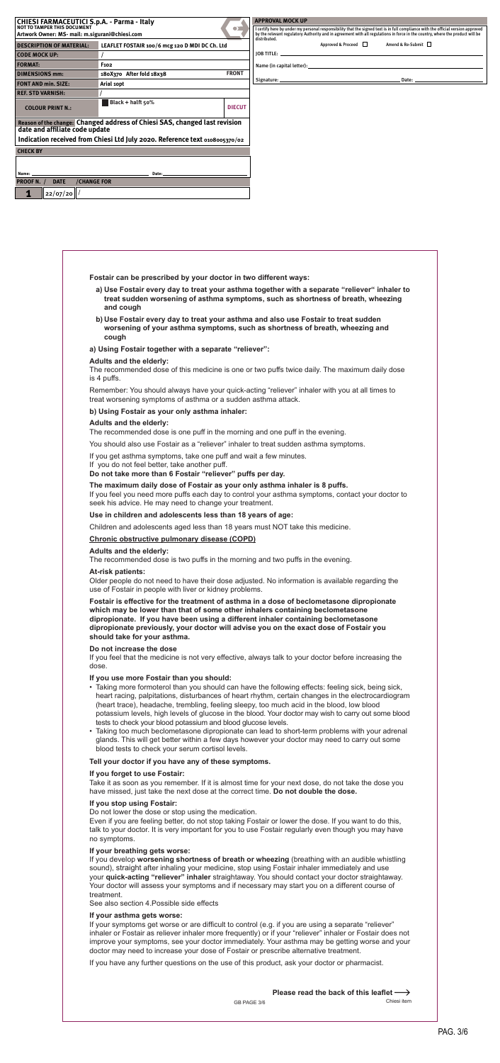| CHIESI FARMACEUTICI S.p.A. - Parma - Italy | | |
|---|---|---|
| NOT TO TAMPER THIS DOCUMENT<br>Artwork Owner: MS- mail: m.sigurani@chiesi.com | | |
| DESCRIPTION OF MATERIAL: | LEAFLET FOSTAIR 100/6 mcg 120 D MDI DC Ch. Ltd | |
| CODE MOCK UP: | / | |
| FORMAT: | F102 | |
| DIMENSIONS mm: | 180X370 After fold 18x38 | FRONT |
| FONT AND min. SIZE: | Arial 10pt | |
| REF. STD VARNISH: | / | |
| COLOUR PRINT N.: | Black + halft 50% | DIECUT |

Reason of the change: Changed address of Chiesi SAS, changed last revision date and affiliate code update

Indication received from Chiesi Ltd July 2020. Reference text 0108005370/02

CHECK BY

Name: ______ Date: ______

| PROOF N. | DATE | CHANGE FOR |
|---|---|---|
| 1 | 22/07/20 | / |

**APPROVAL MOCK UP**

I certify here by under my personal responsibility that the signed text is in full compliance with the official version approved by the relevant regulatory Authority and in agreement with all regulations in force in the country, where the product will be distributed.

Approved & Proceed ☐ Amend & Re-Submit ☐

JOB TITLE: ______

Name (in capital letter): ______

Signature: ______ Date: ______

**Fostair can be prescribed by your doctor in two different ways:**

**a) Use Fostair every day to treat your asthma together with a separate "reliever" inhaler to treat sudden worsening of asthma symptoms, such as shortness of breath, wheezing and cough**

**b) Use Fostair every day to treat your asthma and also use Fostair to treat sudden worsening of your asthma symptoms, such as shortness of breath, wheezing and cough**

**a) Using Fostair together with a separate "reliever":**

**Adults and the elderly:**

The recommended dose of this medicine is one or two puffs twice daily. The maximum daily dose is 4 puffs.

Remember: You should always have your quick-acting "reliever" inhaler with you at all times to treat worsening symptoms of asthma or a sudden asthma attack.

**b) Using Fostair as your only asthma inhaler:**

**Adults and the elderly:**

The recommended dose is one puff in the morning and one puff in the evening.

You should also use Fostair as a "reliever" inhaler to treat sudden asthma symptoms.

If you get asthma symptoms, take one puff and wait a few minutes.
If you do not feel better, take another puff.

**Do not take more than 6 Fostair "reliever" puffs per day.**

**The maximum daily dose of Fostair as your only asthma inhaler is 8 puffs.**

If you feel you need more puffs each day to control your asthma symptoms, contact your doctor to seek his advice. He may need to change your treatment.

**Use in children and adolescents less than 18 years of age:**

Children and adolescents aged less than 18 years must NOT take this medicine.

**Chronic obstructive pulmonary disease (COPD)**

**Adults and the elderly:**

The recommended dose is two puffs in the morning and two puffs in the evening.

**At-risk patients:**

Older people do not need to have their dose adjusted. No information is available regarding the use of Fostair in people with liver or kidney problems.

**Fostair is effective for the treatment of asthma in a dose of beclometasone dipropionate which may be lower than that of some other inhalers containing beclometasone dipropionate. If you have been using a different inhaler containing beclometasone dipropionate previously, your doctor will advise you on the exact dose of Fostair you should take for your asthma.**

**Do not increase the dose**

If you feel that the medicine is not very effective, always talk to your doctor before increasing the dose.

**If you use more Fostair than you should:**

- Taking more formoterol than you should can have the following effects: feeling sick, being sick, heart racing, palpitations, disturbances of heart rhythm, certain changes in the electrocardiogram (heart trace), headache, trembling, feeling sleepy, too much acid in the blood, low blood potassium levels, high levels of glucose in the blood. Your doctor may wish to carry out some blood tests to check your blood potassium and blood glucose levels.
- Taking too much beclometasone dipropionate can lead to short-term problems with your adrenal glands. This will get better within a few days however your doctor may need to carry out some blood tests to check your serum cortisol levels.

**Tell your doctor if you have any of these symptoms.**

**If you forget to use Fostair:**

Take it as soon as you remember. If it is almost time for your next dose, do not take the dose you have missed, just take the next dose at the correct time. **Do not double the dose.**

**If you stop using Fostair:**

Do not lower the dose or stop using the medication.

Even if you are feeling better, do not stop taking Fostair or lower the dose. If you want to do this, talk to your doctor. It is very important for you to use Fostair regularly even though you may have no symptoms.

**If your breathing gets worse:**

If you develop **worsening shortness of breath or wheezing** (breathing with an audible whistling sound), straight after inhaling your medicine, stop using Fostair inhaler immediately and use your **quick-acting "reliever" inhaler** straightaway. You should contact your doctor straightaway. Your doctor will assess your symptoms and if necessary may start you on a different course of treatment.

See also section 4.Possible side effects

**If your asthma gets worse:**

If your symptoms get worse or are difficult to control (e.g. if you are using a separate "reliever" inhaler or Fostair as reliever inhaler more frequently) or if your "reliever" inhaler or Fostair does not improve your symptoms, see your doctor immediately. Your asthma may be getting worse and your doctor may need to increase your dose of Fostair or prescribe alternative treatment.

If you have any further questions on the use of this product, ask your doctor or pharmacist.

**Please read the back of this leaflet ⟶**

GB PAGE 3/6

Chiesi item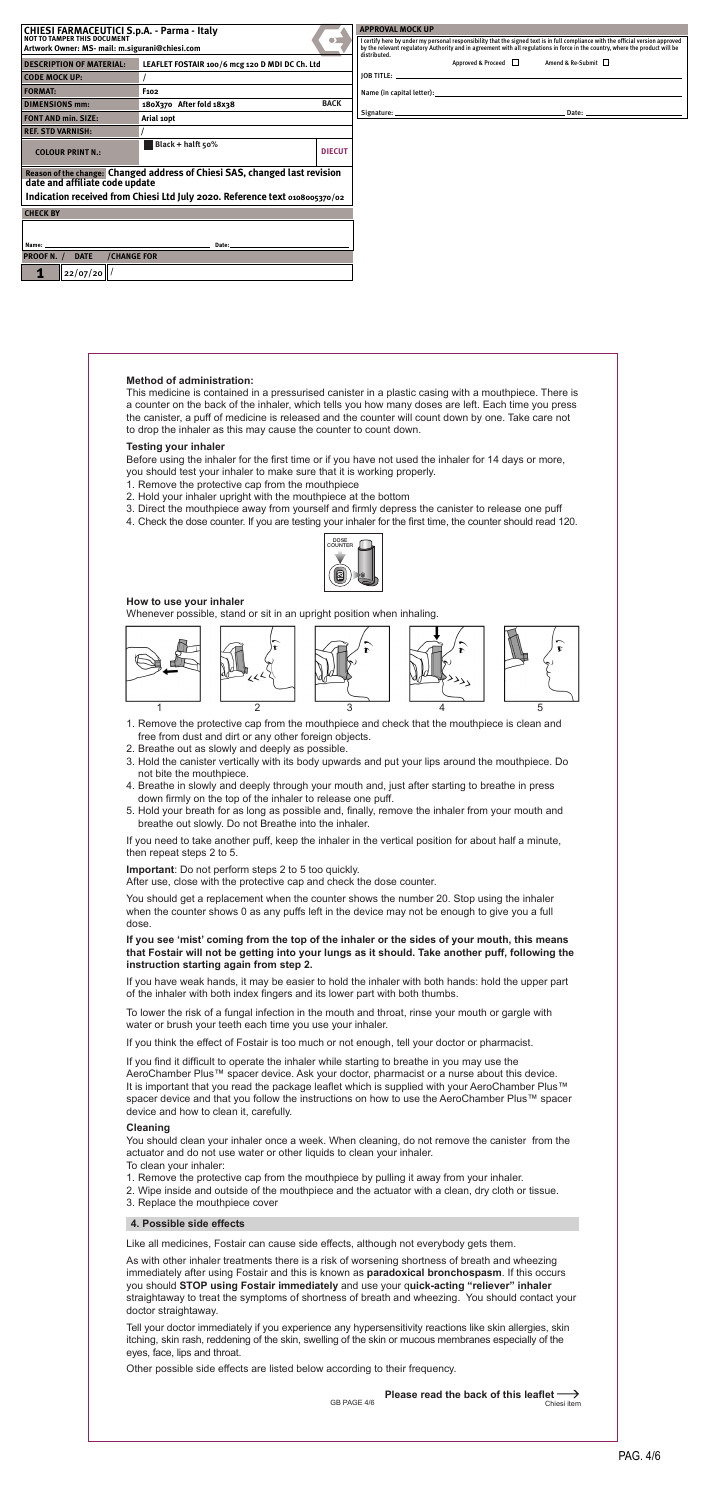| CHIESI FARMACEUTICI S.p.A. - Parma - Italy | |
|---|---|
| NOT TO TAMPER THIS DOCUMENT | |
| Artwork Owner: MS- mail: m.sigurani@chiesi.com | |
| DESCRIPTION OF MATERIAL: | LEAFLET FOSTAIR 100/6 mcg 120 D MDI DC Ch. Ltd |
| CODE MOCK UP: | / |
| FORMAT: | F102 |
| DIMENSIONS mm: | 180X370 After fold 18x38 — BACK |
| FONT AND min. SIZE: | Arial 10pt |
| REF. STD VARNISH: | / |
| COLOUR PRINT N.: | Black + halft 50% — DIECUT |

**Reason of the change:** Changed address of Chiesi SAS, changed last revision date and affiliate code update

Indication received from Chiesi Ltd July 2020. Reference text 0108005370/02

CHECK BY

Name: ______ Date: ______

| PROOF N. / | DATE | /CHANGE FOR |
|---|---|---|
| 1 | 22/07/20 | / |

**APPROVAL MOCK UP**

I certify here by under my personal responsibility that the signed text is in full compliance with the official version approved by the relevant regulatory Authority and in agreement with all regulations in force in the country, where the product will be distributed.

Approved & Proceed ☐ Amend & Re-Submit ☐

JOB TITLE: ______

Name (in capital letter): ______

Signature: ______ Date: ______

**Method of administration:**

This medicine is contained in a pressurised canister in a plastic casing with a mouthpiece. There is a counter on the back of the inhaler, which tells you how many doses are left. Each time you press the canister, a puff of medicine is released and the counter will count down by one. Take care not to drop the inhaler as this may cause the counter to count down.

**Testing your inhaler**

Before using the inhaler for the first time or if you have not used the inhaler for 14 days or more, you should test your inhaler to make sure that it is working properly.

1. Remove the protective cap from the mouthpiece
2. Hold your inhaler upright with the mouthpiece at the bottom
3. Direct the mouthpiece away from yourself and firmly depress the canister to release one puff
4. Check the dose counter. If you are testing your inhaler for the first time, the counter should read 120.

DOSE COUNTER

**How to use your inhaler**

Whenever possible, stand or sit in an upright position when inhaling.

1 2 3 4 5

1. Remove the protective cap from the mouthpiece and check that the mouthpiece is clean and free from dust and dirt or any other foreign objects.
2. Breathe out as slowly and deeply as possible.
3. Hold the canister vertically with its body upwards and put your lips around the mouthpiece. Do not bite the mouthpiece.
4. Breathe in slowly and deeply through your mouth and, just after starting to breathe in press down firmly on the top of the inhaler to release one puff.
5. Hold your breath for as long as possible and, finally, remove the inhaler from your mouth and breathe out slowly. Do not Breathe into the inhaler.

If you need to take another puff, keep the inhaler in the vertical position for about half a minute, then repeat steps 2 to 5.

**Important**: Do not perform steps 2 to 5 too quickly.

After use, close with the protective cap and check the dose counter.

You should get a replacement when the counter shows the number 20. Stop using the inhaler when the counter shows 0 as any puffs left in the device may not be enough to give you a full dose.

**If you see 'mist' coming from the top of the inhaler or the sides of your mouth, this means that Fostair will not be getting into your lungs as it should. Take another puff, following the instruction starting again from step 2.**

If you have weak hands, it may be easier to hold the inhaler with both hands: hold the upper part of the inhaler with both index fingers and its lower part with both thumbs.

To lower the risk of a fungal infection in the mouth and throat, rinse your mouth or gargle with water or brush your teeth each time you use your inhaler.

If you think the effect of Fostair is too much or not enough, tell your doctor or pharmacist.

If you find it difficult to operate the inhaler while starting to breathe in you may use the AeroChamber Plus™ spacer device. Ask your doctor, pharmacist or a nurse about this device. It is important that you read the package leaflet which is supplied with your AeroChamber Plus™ spacer device and that you follow the instructions on how to use the AeroChamber Plus™ spacer device and how to clean it, carefully.

**Cleaning**

You should clean your inhaler once a week. When cleaning, do not remove the canister from the actuator and do not use water or other liquids to clean your inhaler.

To clean your inhaler:

1. Remove the protective cap from the mouthpiece by pulling it away from your inhaler.
2. Wipe inside and outside of the mouthpiece and the actuator with a clean, dry cloth or tissue.
3. Replace the mouthpiece cover

## 4. Possible side effects

Like all medicines, Fostair can cause side effects, although not everybody gets them.

As with other inhaler treatments there is a risk of worsening shortness of breath and wheezing immediately after using Fostair and this is known as **paradoxical bronchospasm**. If this occurs you should **STOP using Fostair immediately** and use your q**uick-acting "reliever" inhaler** straightaway to treat the symptoms of shortness of breath and wheezing. You should contact your doctor straightaway.

Tell your doctor immediately if you experience any hypersensitivity reactions like skin allergies, skin itching, skin rash, reddening of the skin, swelling of the skin or mucous membranes especially of the eyes, face, lips and throat.

Other possible side effects are listed below according to their frequency.

**Please read the back of this leaflet** ⟶

Chiesi item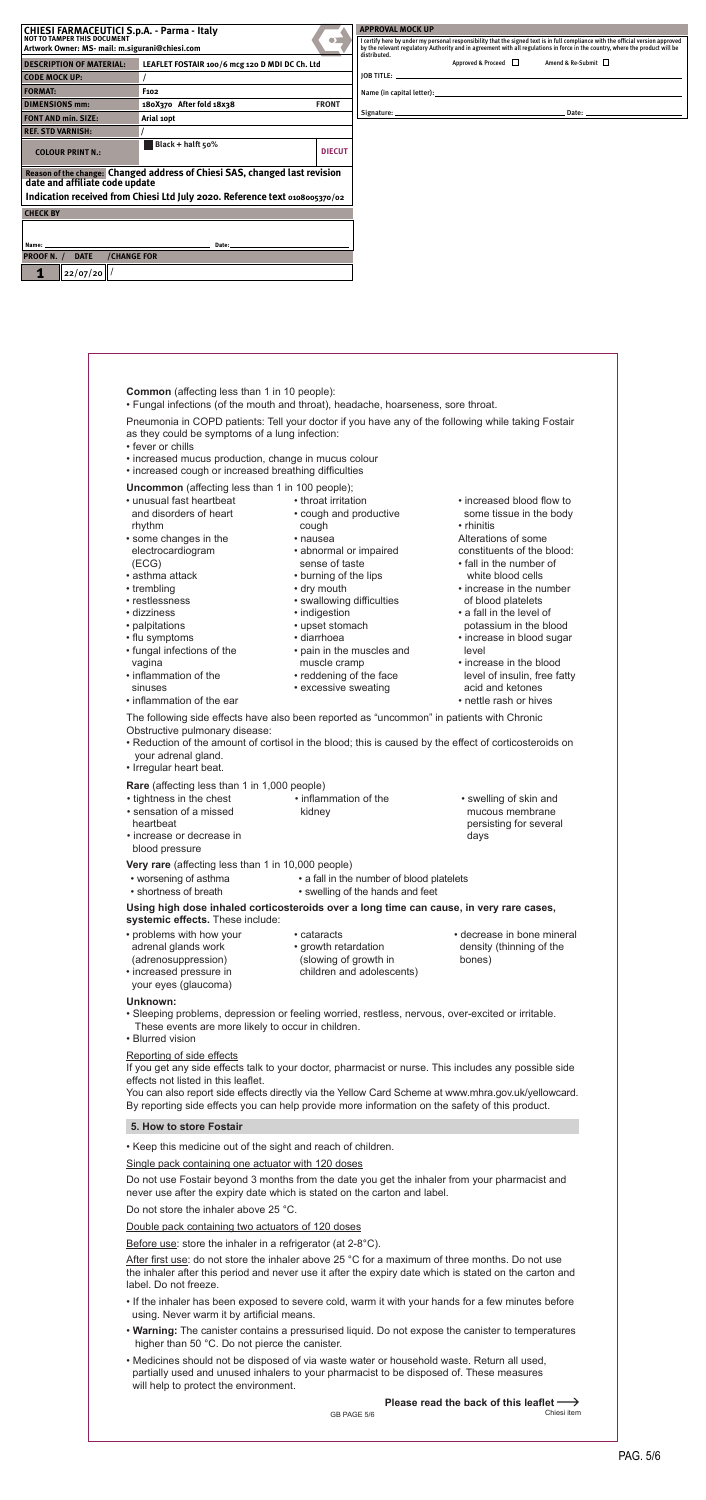| CHIESI FARMACEUTICI S.p.A. - Parma - Italy | | |
|---|---|---|
| NOT TO TAMPER THIS DOCUMENT<br>Artwork Owner: MS- mail: m.siguranì@chiesi.com | | |
| DESCRIPTION OF MATERIAL: | LEAFLET FOSTAIR 100/6 mcg 120 D MDI DC Ch. Ltd | |
| CODE MOCK UP: | / | |
| FORMAT: | F102 | |
| DIMENSIONS mm: | 180X370 After fold 18x38 | FRONT |
| FONT AND min. SIZE: | Arial 10pt | |
| REF. STD VARNISH: | / | |
| COLOUR PRINT N.: | Black + halft 50% | DIECUT |
| Reason of the change: Changed address of Chiesi SAS, changed last revision date and affiliate code update | | |
| Indication received from Chiesi Ltd July 2020. Reference text 0108005370/02 | | |
| CHECK BY | | |
| Name: | Date: | |
| PROOF N. / DATE / CHANGE FOR | | |
| 1 / 22/07/20 / | | |

**APPROVAL MOCK UP**

I certify here by under my personal responsibility that the signed text is in full compliance with the official version approved by the relevant regulatory Authority and in agreement with all regulations in force in the country, where the product will be distributed.

Approved & Proceed ☐ Amend & Re-Submit ☐

JOB TITLE:

Name (in capital letter):

Signature: Date:

**Common** (affecting less than 1 in 10 people):

- Fungal infections (of the mouth and throat), headache, hoarseness, sore throat.

Pneumonia in COPD patients: Tell your doctor if you have any of the following while taking Fostair as they could be symptoms of a lung infection:

- fever or chills
- increased mucus production, change in mucus colour
- increased cough or increased breathing difficulties

**Uncommon** (affecting less than 1 in 100 people);

- unusual fast heartbeat and disorders of heart rhythm
- some changes in the electrocardiogram (ECG)
- asthma attack
- trembling
- restlessness
- dizziness
- palpitations
- flu symptoms
- fungal infections of the vagina
- inflammation of the sinuses
- inflammation of the ear
- throat irritation
- cough and productive cough
- nausea
- abnormal or impaired sense of taste
- burning of the lips
- dry mouth
- swallowing difficulties
- indigestion
- upset stomach
- diarrhoea
- pain in the muscles and muscle cramp
- reddening of the face
- excessive sweating
- increased blood flow to some tissue in the body
- rhinitis

Alterations of some constituents of the blood:

- fall in the number of white blood cells
- increase in the number of blood platelets
- a fall in the level of potassium in the blood
- increase in blood sugar level
- increase in the blood level of insulin, free fatty acid and ketones
- nettle rash or hives

The following side effects have also been reported as "uncommon" in patients with Chronic Obstructive pulmonary disease:

- Reduction of the amount of cortisol in the blood; this is caused by the effect of corticosteroids on your adrenal gland.
- Irregular heart beat.

**Rare** (affecting less than 1 in 1,000 people)

- tightness in the chest
- sensation of a missed heartbeat
- increase or decrease in blood pressure
- inflammation of the kidney
- swelling of skin and mucous membrane persisting for several days

**Very rare** (affecting less than 1 in 10,000 people)

- worsening of asthma
- shortness of breath
- a fall in the number of blood platelets
- swelling of the hands and feet

**Using high dose inhaled corticosteroids over a long time can cause, in very rare cases, systemic effects.** These include:

- problems with how your adrenal glands work (adrenosuppression)
- increased pressure in your eyes (glaucoma)
- cataracts
- growth retardation (slowing of growth in children and adolescents)
- decrease in bone mineral density (thinning of the bones)

**Unknown:**

- Sleeping problems, depression or feeling worried, restless, nervous, over-excited or irritable. These events are more likely to occur in children.
- Blurred vision

Reporting of side effects

If you get any side effects talk to your doctor, pharmacist or nurse. This includes any possible side effects not listed in this leaflet.

You can also report side effects directly via the Yellow Card Scheme at www.mhra.gov.uk/yellowcard. By reporting side effects you can help provide more information on the safety of this product.

## 5. How to store Fostair

- Keep this medicine out of the sight and reach of children.

Single pack containing one actuator with 120 doses

Do not use Fostair beyond 3 months from the date you get the inhaler from your pharmacist and never use after the expiry date which is stated on the carton and label.

Do not store the inhaler above 25 °C.

Double pack containing two actuators of 120 doses

Before use: store the inhaler in a refrigerator (at 2-8°C).

After first use: do not store the inhaler above 25 °C for a maximum of three months. Do not use the inhaler after this period and never use it after the expiry date which is stated on the carton and label. Do not freeze.

- If the inhaler has been exposed to severe cold, warm it with your hands for a few minutes before using. Never warm it by artificial means.
- **Warning:** The canister contains a pressurised liquid. Do not expose the canister to temperatures higher than 50 °C. Do not pierce the canister.
- Medicines should not be disposed of via waste water or household waste. Return all used, partially used and unused inhalers to your pharmacist to be disposed of. These measures will help to protect the environment.

**Please read the back of this leaflet ⟶**

GB PAGE 5/6

Chiesi item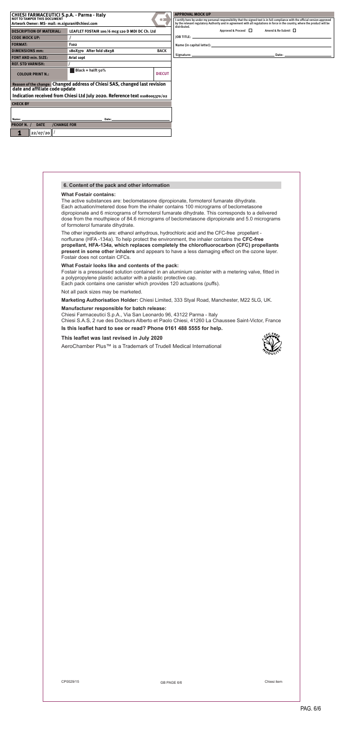| CHIESI FARMACEUTICI S.p.A. - Parma - Italy<br>NOT TO TAMPER THIS DOCUMENT<br>Artwork Owner: MS- mail: m.sigurani@chiesi.com | | |
|---|---|---|
| DESCRIPTION OF MATERIAL: | LEAFLET FOSTAIR 100/6 mcg 120 D MDI DC Ch. Ltd | |
| CODE MOCK UP: | / | |
| FORMAT: | F102 | |
| DIMENSIONS mm: | 180X370 After fold 18x38 | BACK |
| FONT AND min. SIZE: | Arial 10pt | |
| REF. STD VARNISH: | / | |
| COLOUR PRINT N.: | Black + halft 50% | DIECUT |

**Reason of the change:** Changed address of Chiesi SAS, changed last revision date and affiliate code update

**Indication received from Chiesi Ltd July 2020. Reference text 0108005370/02**

**CHECK BY**

Name: ______ Date: ______

| PROOF N. / | DATE | /CHANGE FOR |
|---|---|---|
| 1 | 22/07/20 | / |

**APPROVAL MOCK UP**

I certify here by under my personal responsibility that the signed text is in full compliance with the official version approved by the relevant regulatory Authority and in agreement with all regulations in force in the country, where the product will be distributed.

Approved & Proceed ☐ Amend & Re-Submit ☐

JOB TITLE: ______

Name (in capital letter): ______

Signature: ______ Date: ______

## 6. Content of the pack and other information

### What Fostair contains:

The active substances are: beclometasone dipropionate, formoterol fumarate dihydrate.
Each actuation/metered dose from the inhaler contains 100 micrograms of beclometasone dipropionate and 6 micrograms of formoterol fumarate dihydrate. This corresponds to a delivered dose from the mouthpiece of 84.6 micrograms of beclometasone dipropionate and 5.0 micrograms of formoterol fumarate dihydrate.

The other ingredients are: ethanol anhydrous, hydrochloric acid and the CFC-free propellant - norflurane (HFA -134a). To help protect the environment, the inhaler contains the **CFC-free propellant, HFA-134a, which replaces completely the chlorofluorocarbon (CFC) propellants present in some other inhalers** and appears to have a less damaging effect on the ozone layer. Fostair does not contain CFCs.

### What Fostair looks like and contents of the pack:

Fostair is a pressurised solution contained in an aluminium canister with a metering valve, fitted in a polypropylene plastic actuator with a plastic protective cap.
Each pack contains one canister which provides 120 actuations (puffs).

Not all pack sizes may be marketed.

**Marketing Authorisation Holder:** Chiesi Limited, 333 Styal Road, Manchester, M22 5LG, UK.

### Manufacturer responsible for batch release:

Chiesi Farmaceutici S.p.A., Via San Leonardo 96, 43122 Parma - Italy
Chiesi S.A.S, 2 rue des Docteurs Alberto et Paolo Chiesi, 41260 La Chaussee Saint-Victor, France

**Is this leaflet hard to see or read? Phone 0161 488 5555 for help.**

**This leaflet was last revised in July 2020**

AeroChamber Plus™ is a Trademark of Trudell Medical International

CFC FREE MODULITE

CP0029/15 GB PAGE 6/6 Chiesi item